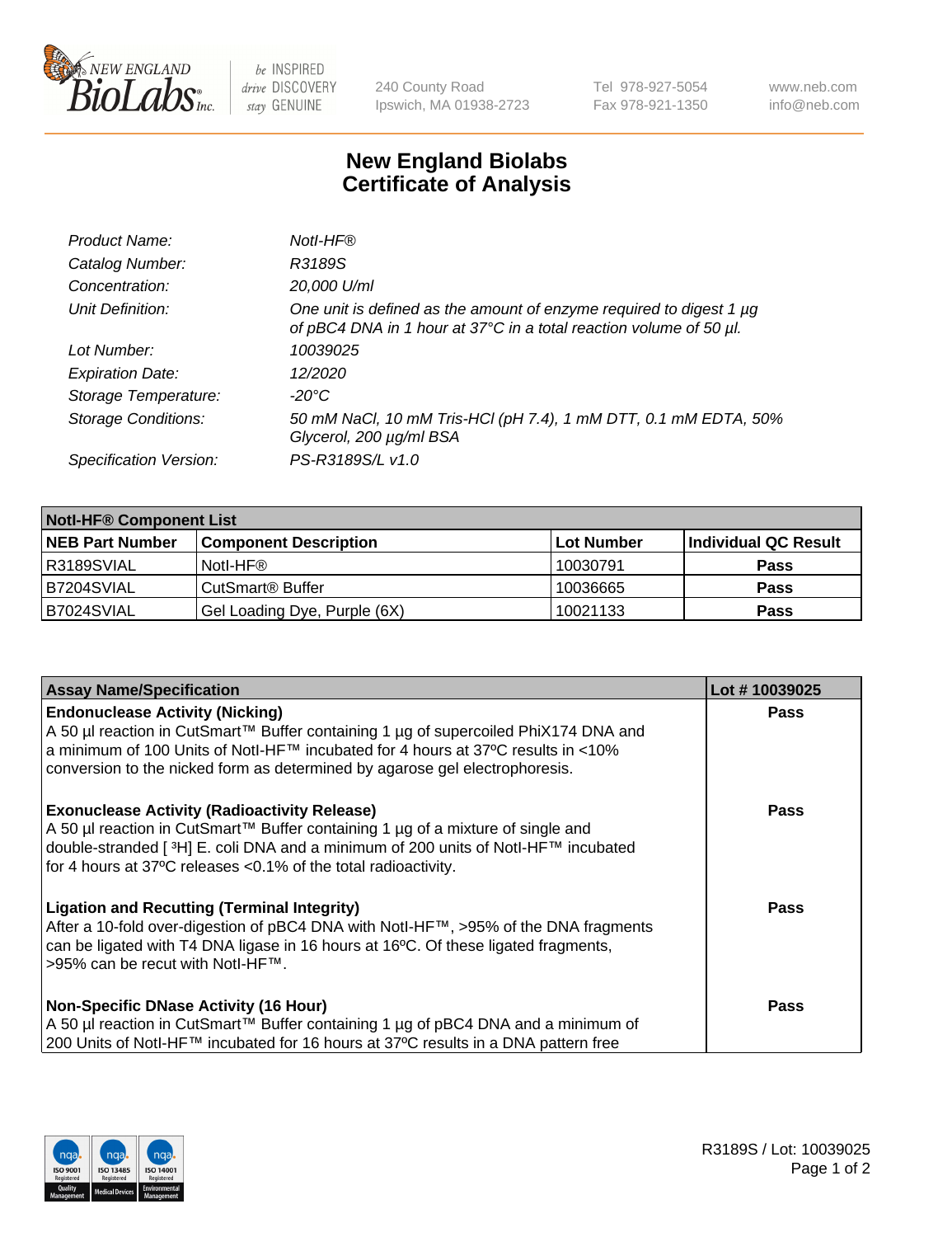# New England Biolabs
## Certificate of Analysis

| | |
|---|---|
| *Product Name:* | *NotI-HF®* |
| *Catalog Number:* | *R3189S* |
| *Concentration:* | *20,000 U/ml* |
| *Unit Definition:* | *One unit is defined as the amount of enzyme required to digest 1 µg of pBC4 DNA in 1 hour at 37°C in a total reaction volume of 50 µl.* |
| *Lot Number:* | *10039025* |
| *Expiration Date:* | *12/2020* |
| *Storage Temperature:* | *-20°C* |
| *Storage Conditions:* | *50 mM NaCl, 10 mM Tris-HCl (pH 7.4), 1 mM DTT, 0.1 mM EDTA, 50% Glycerol, 200 µg/ml BSA* |
| *Specification Version:* | *PS-R3189S/L v1.0* |

| **NotI-HF® Component List** | | | |
|---|---|---|---|
| **NEB Part Number** | **Component Description** | **Lot Number** | **Individual QC Result** |
| R3189SVIAL | NotI-HF® | 10030791 | **Pass** |
| B7204SVIAL | CutSmart® Buffer | 10036665 | **Pass** |
| B7024SVIAL | Gel Loading Dye, Purple (6X) | 10021133 | **Pass** |

| **Assay Name/Specification** | **Lot # 10039025** |
|---|---|
| **Endonuclease Activity (Nicking)** A 50 µl reaction in CutSmart™ Buffer containing 1 µg of supercoiled PhiX174 DNA and a minimum of 100 Units of NotI-HF™ incubated for 4 hours at 37ºC results in <10% conversion to the nicked form as determined by agarose gel electrophoresis. | **Pass** |
| **Exonuclease Activity (Radioactivity Release)** A 50 µl reaction in CutSmart™ Buffer containing 1 µg of a mixture of single and double-stranded [$^{3}$H] E. coli DNA and a minimum of 200 units of NotI-HF™ incubated for 4 hours at 37ºC releases <0.1% of the total radioactivity. | **Pass** |
| **Ligation and Recutting (Terminal Integrity)** After a 10-fold over-digestion of pBC4 DNA with NotI-HF™, >95% of the DNA fragments can be ligated with T4 DNA ligase in 16 hours at 16ºC. Of these ligated fragments, >95% can be recut with NotI-HF™. | **Pass** |
| **Non-Specific DNase Activity (16 Hour)** A 50 µl reaction in CutSmart™ Buffer containing 1 µg of pBC4 DNA and a minimum of 200 Units of NotI-HF™ incubated for 16 hours at 37ºC results in a DNA pattern free | **Pass** |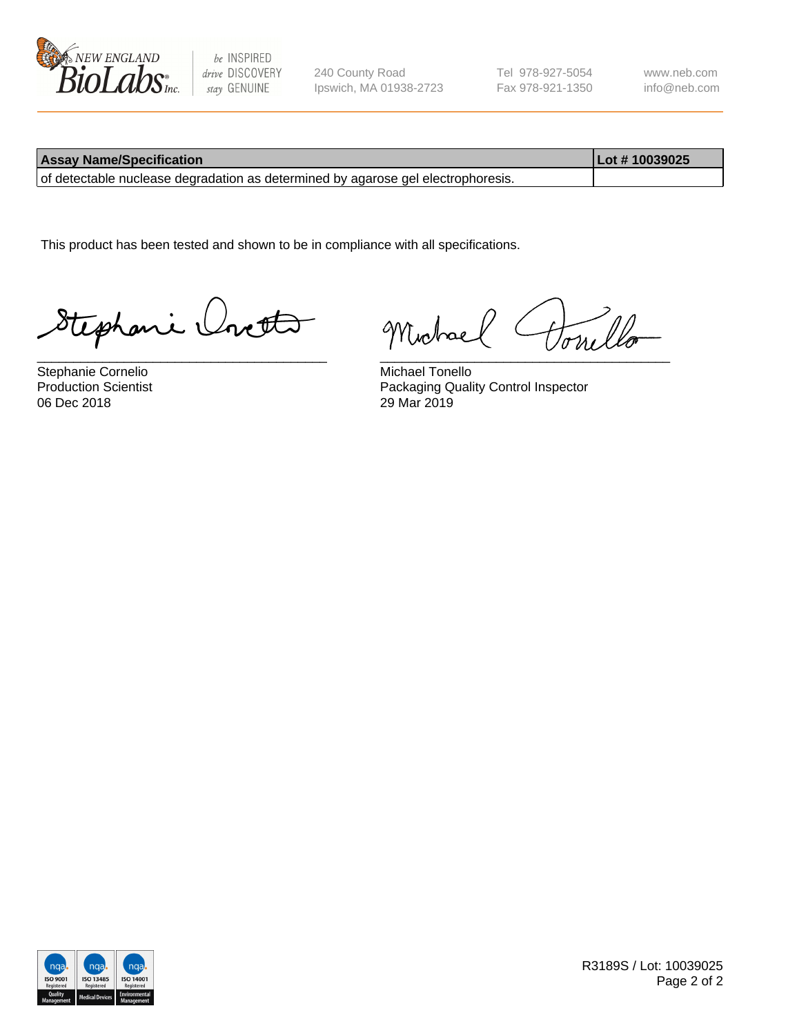| Assay Name/Specification | Lot # 10039025 |
| --- | --- |
| of detectable nuclease degradation as determined by agarose gel electrophoresis. | |

This product has been tested and shown to be in compliance with all specifications.

Stephanie Cornelio
Production Scientist
06 Dec 2018

Michael Tonello
Packaging Quality Control Inspector
29 Mar 2019

R3189S / Lot: 10039025